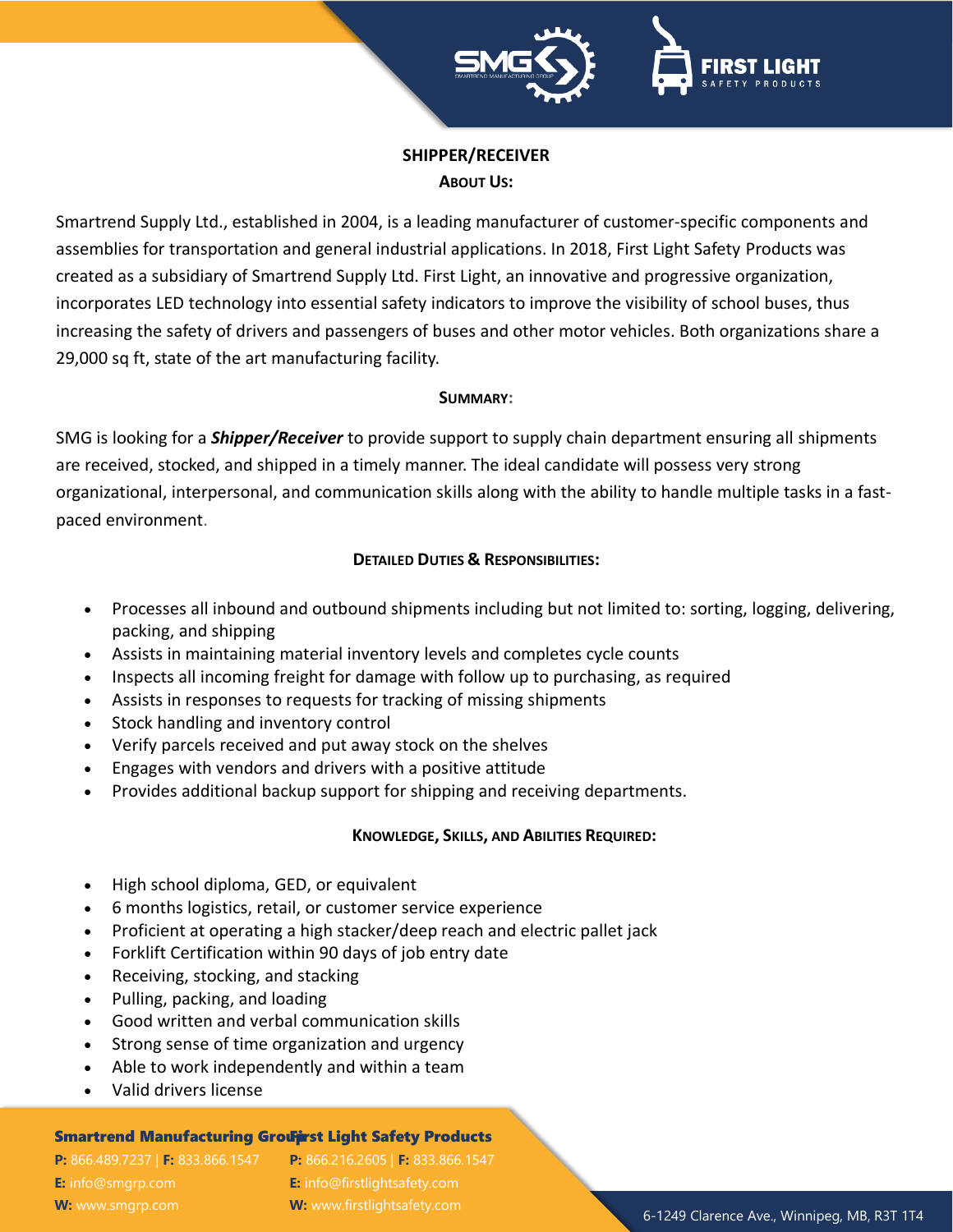# SHIPPER/RECEIVER

## ABOUT US:

Smartrend Supply Ltd., established in 2004, is a leading manufacturer of customer-specific components and assemblies for transportation and general industrial applications. In 2018, First Light Safety Products was created as a subsidiary of Smartrend Supply Ltd. First Light, an innovative and progressive organization, incorporates LED technology into essential safety indicators to improve the visibility of school buses, thus increasing the safety of drivers and passengers of buses and other motor vehicles. Both organizations share a 29,000 sq ft, state of the art manufacturing facility.

## SUMMARY:

SMG is looking for a ***Shipper/Receiver*** to provide support to supply chain department ensuring all shipments are received, stocked, and shipped in a timely manner. The ideal candidate will possess very strong organizational, interpersonal, and communication skills along with the ability to handle multiple tasks in a fast-paced environment.

## DETAILED DUTIES & RESPONSIBILITIES:

- Processes all inbound and outbound shipments including but not limited to: sorting, logging, delivering, packing, and shipping
- Assists in maintaining material inventory levels and completes cycle counts
- Inspects all incoming freight for damage with follow up to purchasing, as required
- Assists in responses to requests for tracking of missing shipments
- Stock handling and inventory control
- Verify parcels received and put away stock on the shelves
- Engages with vendors and drivers with a positive attitude
- Provides additional backup support for shipping and receiving departments.

## KNOWLEDGE, SKILLS, AND ABILITIES REQUIRED:

- High school diploma, GED, or equivalent
- 6 months logistics, retail, or customer service experience
- Proficient at operating a high stacker/deep reach and electric pallet jack
- Forklift Certification within 90 days of job entry date
- Receiving, stocking, and stacking
- Pulling, packing, and loading
- Good written and verbal communication skills
- Strong sense of time organization and urgency
- Able to work independently and within a team
- Valid drivers license

**Smartrend Manufacturing Group**
**P:** 866.489.7237 | **F:** 833.866.1547
**E:** info@smgrp.com
**W:** www.smgrp.com

**First Light Safety Products**
**P:** 866.216.2605 | **F:** 833.866.1547
**E:** info@firstlightsafety.com
**W:** www.firstlightsafety.com

6-1249 Clarence Ave., Winnipeg, MB, R3T 1T4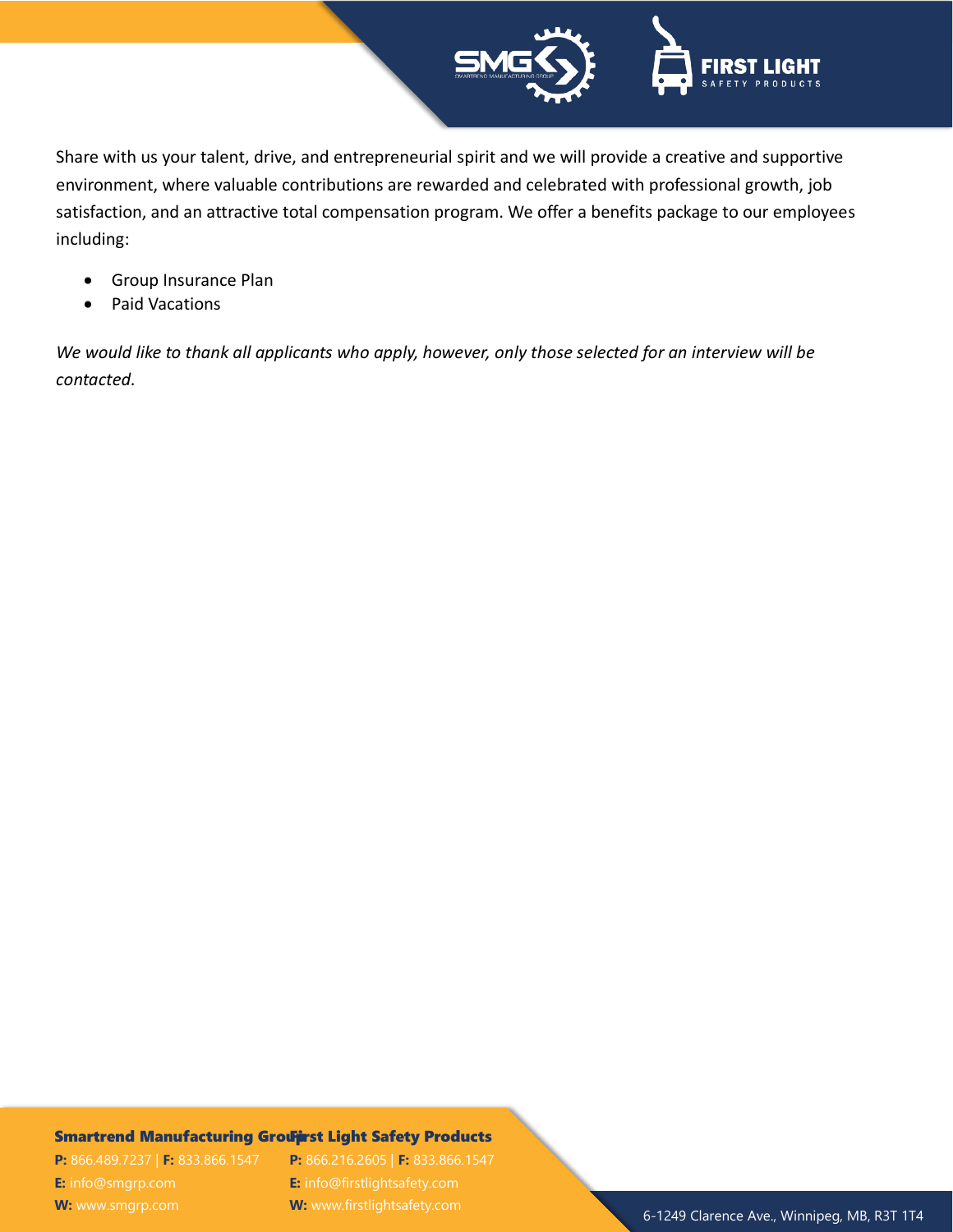Share with us your talent, drive, and entrepreneurial spirit and we will provide a creative and supportive environment, where valuable contributions are rewarded and celebrated with professional growth, job satisfaction, and an attractive total compensation program. We offer a benefits package to our employees including:

- Group Insurance Plan
- Paid Vacations

*We would like to thank all applicants who apply, however, only those selected for an interview will be contacted.*